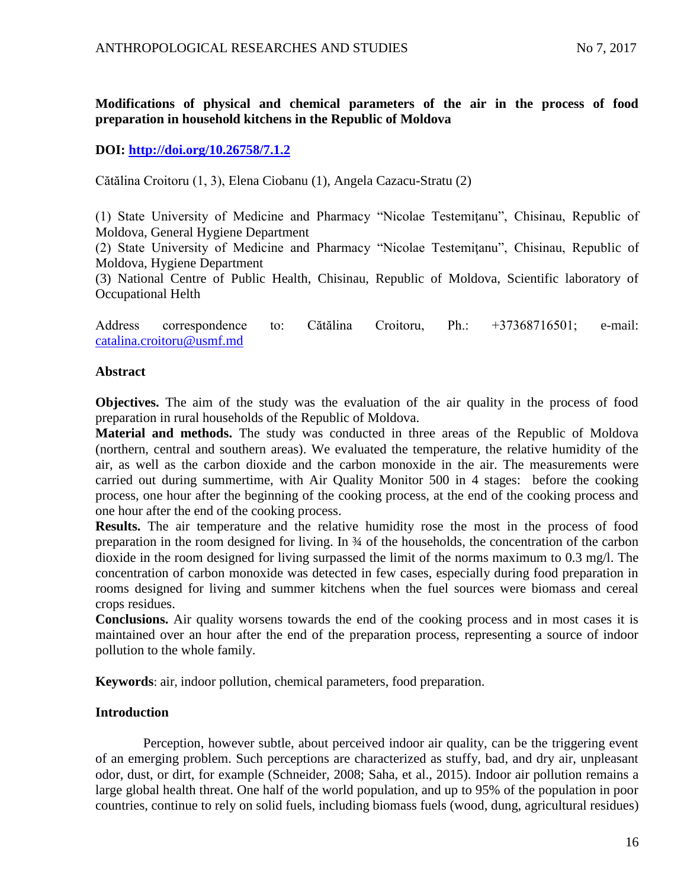**Modifications of physical and chemical parameters of the air in the process of food preparation in household kitchens in the Republic of Moldova**

**DOI: [http://doi.org/10.26758/7.1.2](http://doi.org/10.26758/7.1.2)**

Cătălina Croitoru (1, 3), Elena Ciobanu (1), Angela Cazacu-Stratu (2)

(1) State University of Medicine and Pharmacy "Nicolae Testemiţanu", Chisinau, Republic of Moldova, General Hygiene Department
(2) State University of Medicine and Pharmacy "Nicolae Testemiţanu", Chisinau, Republic of Moldova, Hygiene Department
(3) National Centre of Public Health, Chisinau, Republic of Moldova, Scientific laboratory of Occupational Helth

Address correspondence to: Cătălina Croitoru, Ph.: +37368716501; e-mail: [catalina.croitoru@usmf.md](mailto:catalina.croitoru@usmf.md)

**Abstract**

**Objectives.** The aim of the study was the evaluation of the air quality in the process of food preparation in rural households of the Republic of Moldova.
**Material and methods.** The study was conducted in three areas of the Republic of Moldova (northern, central and southern areas). We evaluated the temperature, the relative humidity of the air, as well as the carbon dioxide and the carbon monoxide in the air. The measurements were carried out during summertime, with Air Quality Monitor 500 in 4 stages: before the cooking process, one hour after the beginning of the cooking process, at the end of the cooking process and one hour after the end of the cooking process.
**Results.** The air temperature and the relative humidity rose the most in the process of food preparation in the room designed for living. In ¾ of the households, the concentration of the carbon dioxide in the room designed for living surpassed the limit of the norms maximum to 0.3 mg/l. The concentration of carbon monoxide was detected in few cases, especially during food preparation in rooms designed for living and summer kitchens when the fuel sources were biomass and cereal crops residues.
**Conclusions.** Air quality worsens towards the end of the cooking process and in most cases it is maintained over an hour after the end of the preparation process, representing a source of indoor pollution to the whole family.

**Keywords**: air, indoor pollution, chemical parameters, food preparation.

## Introduction

Perception, however subtle, about perceived indoor air quality, can be the triggering event of an emerging problem. Such perceptions are characterized as stuffy, bad, and dry air, unpleasant odor, dust, or dirt, for example (Schneider, 2008; Saha, et al., 2015). Indoor air pollution remains a large global health threat. One half of the world population, and up to 95% of the population in poor countries, continue to rely on solid fuels, including biomass fuels (wood, dung, agricultural residues)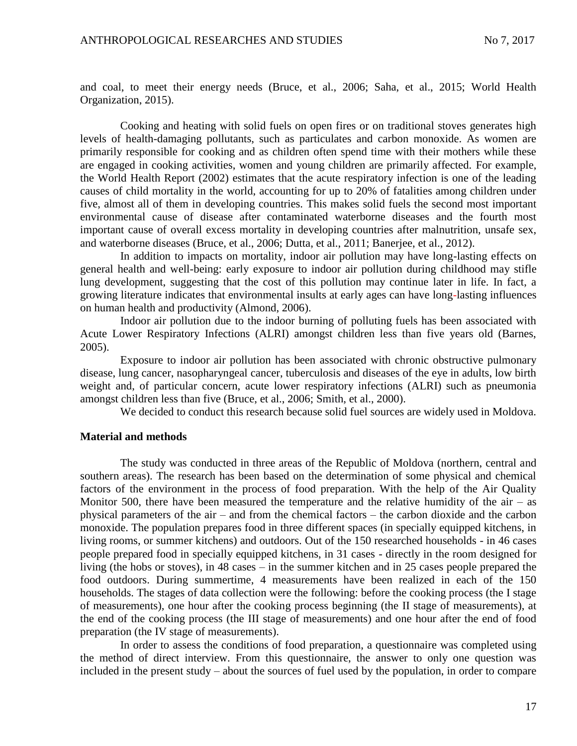and coal, to meet their energy needs (Bruce, et al., 2006; Saha, et al., 2015; World Health Organization, 2015).

Cooking and heating with solid fuels on open fires or on traditional stoves generates high levels of health-damaging pollutants, such as particulates and carbon monoxide. As women are primarily responsible for cooking and as children often spend time with their mothers while these are engaged in cooking activities, women and young children are primarily affected. For example, the World Health Report (2002) estimates that the acute respiratory infection is one of the leading causes of child mortality in the world, accounting for up to 20% of fatalities among children under five, almost all of them in developing countries. This makes solid fuels the second most important environmental cause of disease after contaminated waterborne diseases and the fourth most important cause of overall excess mortality in developing countries after malnutrition, unsafe sex, and waterborne diseases (Bruce, et al., 2006; Dutta, et al., 2011; Banerjee, et al., 2012).

In addition to impacts on mortality, indoor air pollution may have long-lasting effects on general health and well-being: early exposure to indoor air pollution during childhood may stifle lung development, suggesting that the cost of this pollution may continue later in life. In fact, a growing literature indicates that environmental insults at early ages can have long-lasting influences on human health and productivity (Almond, 2006).

Indoor air pollution due to the indoor burning of polluting fuels has been associated with Acute Lower Respiratory Infections (ALRI) amongst children less than five years old (Barnes, 2005).

Exposure to indoor air pollution has been associated with chronic obstructive pulmonary disease, lung cancer, nasopharyngeal cancer, tuberculosis and diseases of the eye in adults, low birth weight and, of particular concern, acute lower respiratory infections (ALRI) such as pneumonia amongst children less than five (Bruce, et al., 2006; Smith, et al., 2000).

We decided to conduct this research because solid fuel sources are widely used in Moldova.

**Material and methods**

The study was conducted in three areas of the Republic of Moldova (northern, central and southern areas). The research has been based on the determination of some physical and chemical factors of the environment in the process of food preparation. With the help of the Air Quality Monitor 500, there have been measured the temperature and the relative humidity of the air – as physical parameters of the air – and from the chemical factors – the carbon dioxide and the carbon monoxide. The population prepares food in three different spaces (in specially equipped kitchens, in living rooms, or summer kitchens) and outdoors. Out of the 150 researched households - in 46 cases people prepared food in specially equipped kitchens, in 31 cases - directly in the room designed for living (the hobs or stoves), in 48 cases – in the summer kitchen and in 25 cases people prepared the food outdoors. During summertime, 4 measurements have been realized in each of the 150 households. The stages of data collection were the following: before the cooking process (the I stage of measurements), one hour after the cooking process beginning (the II stage of measurements), at the end of the cooking process (the III stage of measurements) and one hour after the end of food preparation (the IV stage of measurements).

In order to assess the conditions of food preparation, a questionnaire was completed using the method of direct interview. From this questionnaire, the answer to only one question was included in the present study – about the sources of fuel used by the population, in order to compare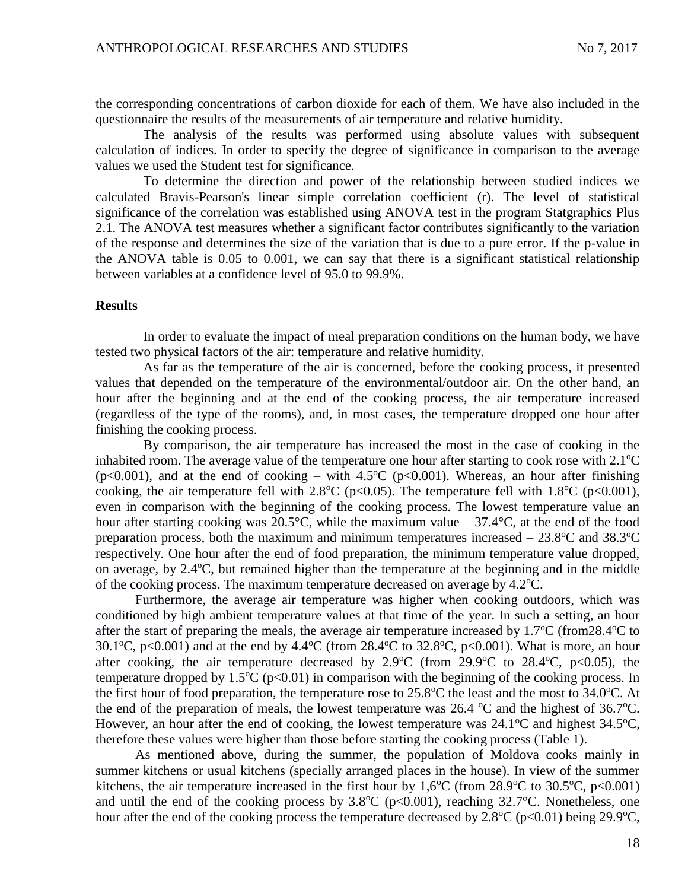the corresponding concentrations of carbon dioxide for each of them. We have also included in the questionnaire the results of the measurements of air temperature and relative humidity.

The analysis of the results was performed using absolute values with subsequent calculation of indices. In order to specify the degree of significance in comparison to the average values we used the Student test for significance.

To determine the direction and power of the relationship between studied indices we calculated Bravis-Pearson's linear simple correlation coefficient (r). The level of statistical significance of the correlation was established using ANOVA test in the program Statgraphics Plus 2.1. The ANOVA test measures whether a significant factor contributes significantly to the variation of the response and determines the size of the variation that is due to a pure error. If the p-value in the ANOVA table is 0.05 to 0.001, we can say that there is a significant statistical relationship between variables at a confidence level of 95.0 to 99.9%.

## Results

In order to evaluate the impact of meal preparation conditions on the human body, we have tested two physical factors of the air: temperature and relative humidity.

As far as the temperature of the air is concerned, before the cooking process, it presented values that depended on the temperature of the environmental/outdoor air. On the other hand, an hour after the beginning and at the end of the cooking process, the air temperature increased (regardless of the type of the rooms), and, in most cases, the temperature dropped one hour after finishing the cooking process.

By comparison, the air temperature has increased the most in the case of cooking in the inhabited room. The average value of the temperature one hour after starting to cook rose with 2.1°C ($p<0.001$), and at the end of cooking – with 4.5°C ($p<0.001$). Whereas, an hour after finishing cooking, the air temperature fell with 2.8°C ($p<0.05$). The temperature fell with 1.8°C ($p<0.001$), even in comparison with the beginning of the cooking process. The lowest temperature value an hour after starting cooking was 20.5°C, while the maximum value – 37.4°C, at the end of the food preparation process, both the maximum and minimum temperatures increased – 23.8°C and 38.3°C respectively. One hour after the end of food preparation, the minimum temperature value dropped, on average, by 2.4°C, but remained higher than the temperature at the beginning and in the middle of the cooking process. The maximum temperature decreased on average by 4.2°C.

Furthermore, the average air temperature was higher when cooking outdoors, which was conditioned by high ambient temperature values at that time of the year. In such a setting, an hour after the start of preparing the meals, the average air temperature increased by 1.7°C (from28.4°C to 30.1°C, $p<0.001$) and at the end by 4.4°C (from 28.4°C to 32.8°C, $p<0.001$). What is more, an hour after cooking, the air temperature decreased by 2.9°C (from 29.9°C to 28.4°C, $p<0.05$), the temperature dropped by 1.5°C ($p<0.01$) in comparison with the beginning of the cooking process. In the first hour of food preparation, the temperature rose to 25.8°C the least and the most to 34.0°C. At the end of the preparation of meals, the lowest temperature was 26.4 °C and the highest of 36.7°C. However, an hour after the end of cooking, the lowest temperature was 24.1°C and highest 34.5°C, therefore these values were higher than those before starting the cooking process (Table 1).

As mentioned above, during the summer, the population of Moldova cooks mainly in summer kitchens or usual kitchens (specially arranged places in the house). In view of the summer kitchens, the air temperature increased in the first hour by 1,6°C (from 28.9°C to 30.5°C, $p<0.001$) and until the end of the cooking process by 3.8°C ($p<0.001$), reaching 32.7°C. Nonetheless, one hour after the end of the cooking process the temperature decreased by 2.8°C ($p<0.01$) being 29.9°C,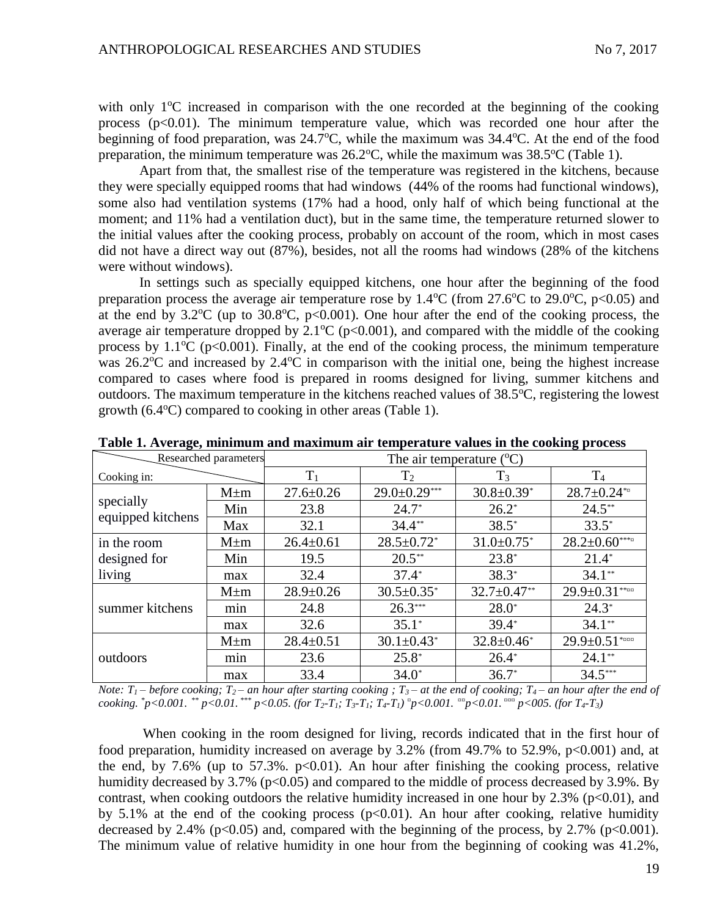with only 1°C increased in comparison with the one recorded at the beginning of the cooking process ($p<0.01$). The minimum temperature value, which was recorded one hour after the beginning of food preparation, was 24.7°C, while the maximum was 34.4°C. At the end of the food preparation, the minimum temperature was 26.2°C, while the maximum was 38.5°C (Table 1).

Apart from that, the smallest rise of the temperature was registered in the kitchens, because they were specially equipped rooms that had windows (44% of the rooms had functional windows), some also had ventilation systems (17% had a hood, only half of which being functional at the moment; and 11% had a ventilation duct), but in the same time, the temperature returned slower to the initial values after the cooking process, probably on account of the room, which in most cases did not have a direct way out (87%), besides, not all the rooms had windows (28% of the kitchens were without windows).

In settings such as specially equipped kitchens, one hour after the beginning of the food preparation process the average air temperature rose by 1.4°C (from 27.6°C to 29.0°C, $p<0.05$) and at the end by 3.2°C (up to 30.8°C, $p<0.001$). One hour after the end of the cooking process, the average air temperature dropped by 2.1°C ($p<0.001$), and compared with the middle of the cooking process by 1.1°C ($p<0.001$). Finally, at the end of the cooking process, the minimum temperature was 26.2°C and increased by 2.4°C in comparison with the initial one, being the highest increase compared to cases where food is prepared in rooms designed for living, summer kitchens and outdoors. The maximum temperature in the kitchens reached values of 38.5°C, registering the lowest growth (6.4°C) compared to cooking in other areas (Table 1).

**Table 1. Average, minimum and maximum air temperature values in the cooking process**

| Cooking in: / Researched parameters | | The air temperature (°C) | | | |
|---|---|---|---|---|---|
| | | $T_1$ | $T_2$ | $T_3$ | $T_4$ |
| specially equipped kitchens | M±m | 27.6±0.26 | 29.0±0.29*** | 30.8±0.39* | 28.7±0.24*¤ |
| | Min | 23.8 | 24.7* | 26.2* | 24.5** |
| | Max | 32.1 | 34.4** | 38.5* | 33.5* |
| in the room designed for living | M±m | 26.4±0.61 | 28.5±0.72* | 31.0±0.75* | 28.2±0.60***¤ |
| | Min | 19.5 | 20.5** | 23.8* | 21.4* |
| | max | 32.4 | 37.4* | 38.3* | 34.1** |
| summer kitchens | M±m | 28.9±0.26 | 30.5±0.35* | 32.7±0.47** | 29.9±0.31**¤¤ |
| | min | 24.8 | 26.3*** | 28.0* | 24.3* |
| | max | 32.6 | 35.1* | 39.4* | 34.1** |
| outdoors | M±m | 28.4±0.51 | 30.1±0.43* | 32.8±0.46* | 29.9±0.51*¤¤¤ |
| | min | 23.6 | 25.8* | 26.4* | 24.1** |
| | max | 33.4 | 34.0* | 36.7* | 34.5*** |

*Note: $T_1$ – before cooking; $T_2$ – an hour after starting cooking ; $T_3$ – at the end of cooking; $T_4$ – an hour after the end of cooking. \*$p<0.001$. \*\* $p<0.01$. \*\*\* $p<0.05$. (for $T_2$-$T_1$; $T_3$-$T_1$; $T_4$-$T_1$) ¤$p<0.001$. ¤¤$p<0.01$. ¤¤¤ $p<005$. (for $T_4$-$T_3$)*

When cooking in the room designed for living, records indicated that in the first hour of food preparation, humidity increased on average by 3.2% (from 49.7% to 52.9%, $p<0.001$) and, at the end, by 7.6% (up to 57.3%. $p<0.01$). An hour after finishing the cooking process, relative humidity decreased by 3.7% ($p<0.05$) and compared to the middle of process decreased by 3.9%. By contrast, when cooking outdoors the relative humidity increased in one hour by 2.3% ($p<0.01$), and by 5.1% at the end of the cooking process ($p<0.01$). An hour after cooking, relative humidity decreased by 2.4% ($p<0.05$) and, compared with the beginning of the process, by 2.7% ($p<0.001$). The minimum value of relative humidity in one hour from the beginning of cooking was 41.2%,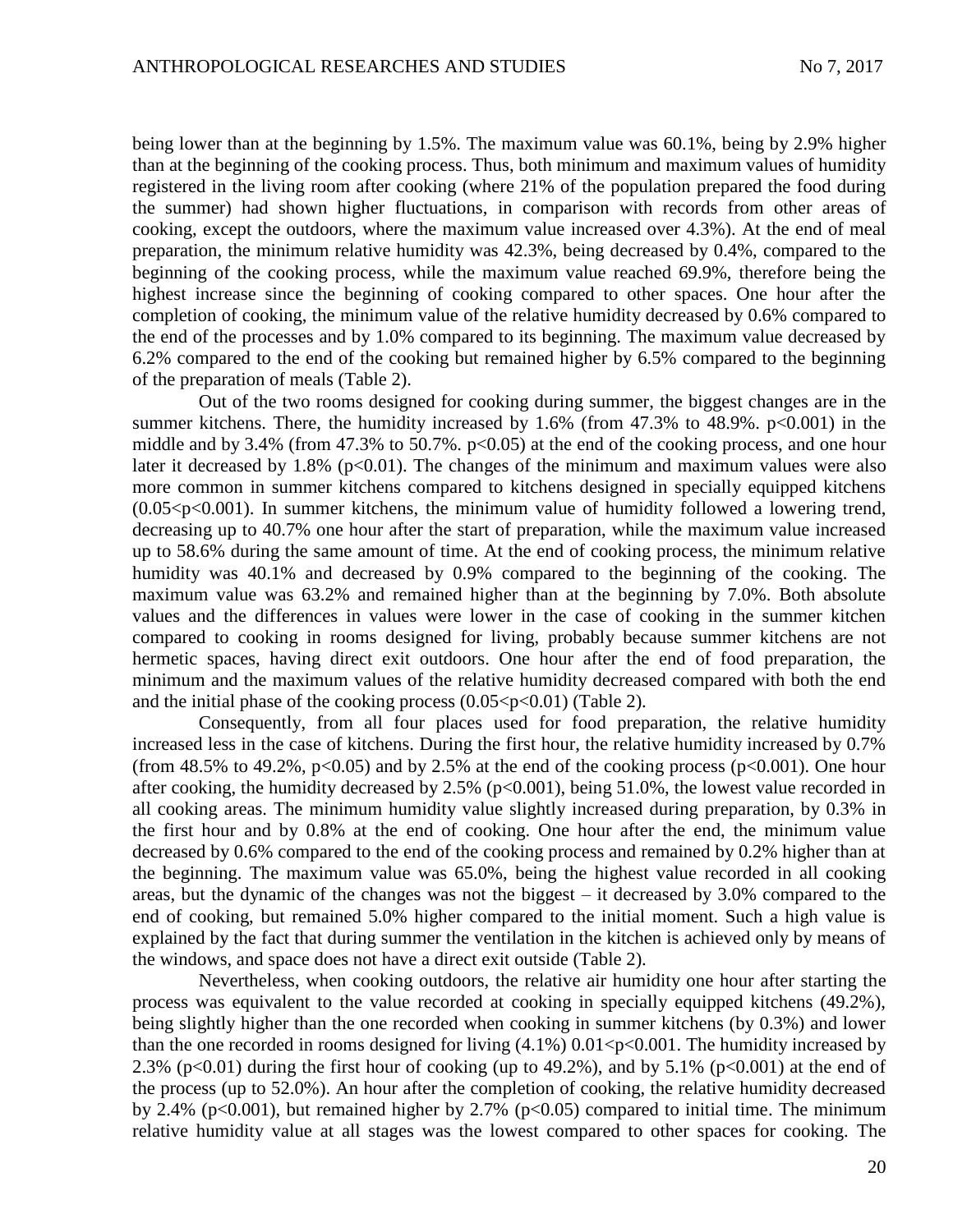being lower than at the beginning by 1.5%. The maximum value was 60.1%, being by 2.9% higher than at the beginning of the cooking process. Thus, both minimum and maximum values of humidity registered in the living room after cooking (where 21% of the population prepared the food during the summer) had shown higher fluctuations, in comparison with records from other areas of cooking, except the outdoors, where the maximum value increased over 4.3%). At the end of meal preparation, the minimum relative humidity was 42.3%, being decreased by 0.4%, compared to the beginning of the cooking process, while the maximum value reached 69.9%, therefore being the highest increase since the beginning of cooking compared to other spaces. One hour after the completion of cooking, the minimum value of the relative humidity decreased by 0.6% compared to the end of the processes and by 1.0% compared to its beginning. The maximum value decreased by 6.2% compared to the end of the cooking but remained higher by 6.5% compared to the beginning of the preparation of meals (Table 2).

Out of the two rooms designed for cooking during summer, the biggest changes are in the summer kitchens. There, the humidity increased by 1.6% (from 47.3% to 48.9%. $p<0.001$) in the middle and by 3.4% (from 47.3% to 50.7%. $p<0.05$) at the end of the cooking process, and one hour later it decreased by 1.8% ($p<0.01$). The changes of the minimum and maximum values were also more common in summer kitchens compared to kitchens designed in specially equipped kitchens ($0.05<p<0.001$). In summer kitchens, the minimum value of humidity followed a lowering trend, decreasing up to 40.7% one hour after the start of preparation, while the maximum value increased up to 58.6% during the same amount of time. At the end of cooking process, the minimum relative humidity was 40.1% and decreased by 0.9% compared to the beginning of the cooking. The maximum value was 63.2% and remained higher than at the beginning by 7.0%. Both absolute values and the differences in values were lower in the case of cooking in the summer kitchen compared to cooking in rooms designed for living, probably because summer kitchens are not hermetic spaces, having direct exit outdoors. One hour after the end of food preparation, the minimum and the maximum values of the relative humidity decreased compared with both the end and the initial phase of the cooking process ($0.05<p<0.01$) (Table 2).

Consequently, from all four places used for food preparation, the relative humidity increased less in the case of kitchens. During the first hour, the relative humidity increased by 0.7% (from 48.5% to 49.2%, $p<0.05$) and by 2.5% at the end of the cooking process ($p<0.001$). One hour after cooking, the humidity decreased by 2.5% ($p<0.001$), being 51.0%, the lowest value recorded in all cooking areas. The minimum humidity value slightly increased during preparation, by 0.3% in the first hour and by 0.8% at the end of cooking. One hour after the end, the minimum value decreased by 0.6% compared to the end of the cooking process and remained by 0.2% higher than at the beginning. The maximum value was 65.0%, being the highest value recorded in all cooking areas, but the dynamic of the changes was not the biggest – it decreased by 3.0% compared to the end of cooking, but remained 5.0% higher compared to the initial moment. Such a high value is explained by the fact that during summer the ventilation in the kitchen is achieved only by means of the windows, and space does not have a direct exit outside (Table 2).

Nevertheless, when cooking outdoors, the relative air humidity one hour after starting the process was equivalent to the value recorded at cooking in specially equipped kitchens (49.2%), being slightly higher than the one recorded when cooking in summer kitchens (by 0.3%) and lower than the one recorded in rooms designed for living (4.1%) $0.01<p<0.001$. The humidity increased by 2.3% ($p<0.01$) during the first hour of cooking (up to 49.2%), and by 5.1% ($p<0.001$) at the end of the process (up to 52.0%). An hour after the completion of cooking, the relative humidity decreased by 2.4% ($p<0.001$), but remained higher by 2.7% ($p<0.05$) compared to initial time. The minimum relative humidity value at all stages was the lowest compared to other spaces for cooking. The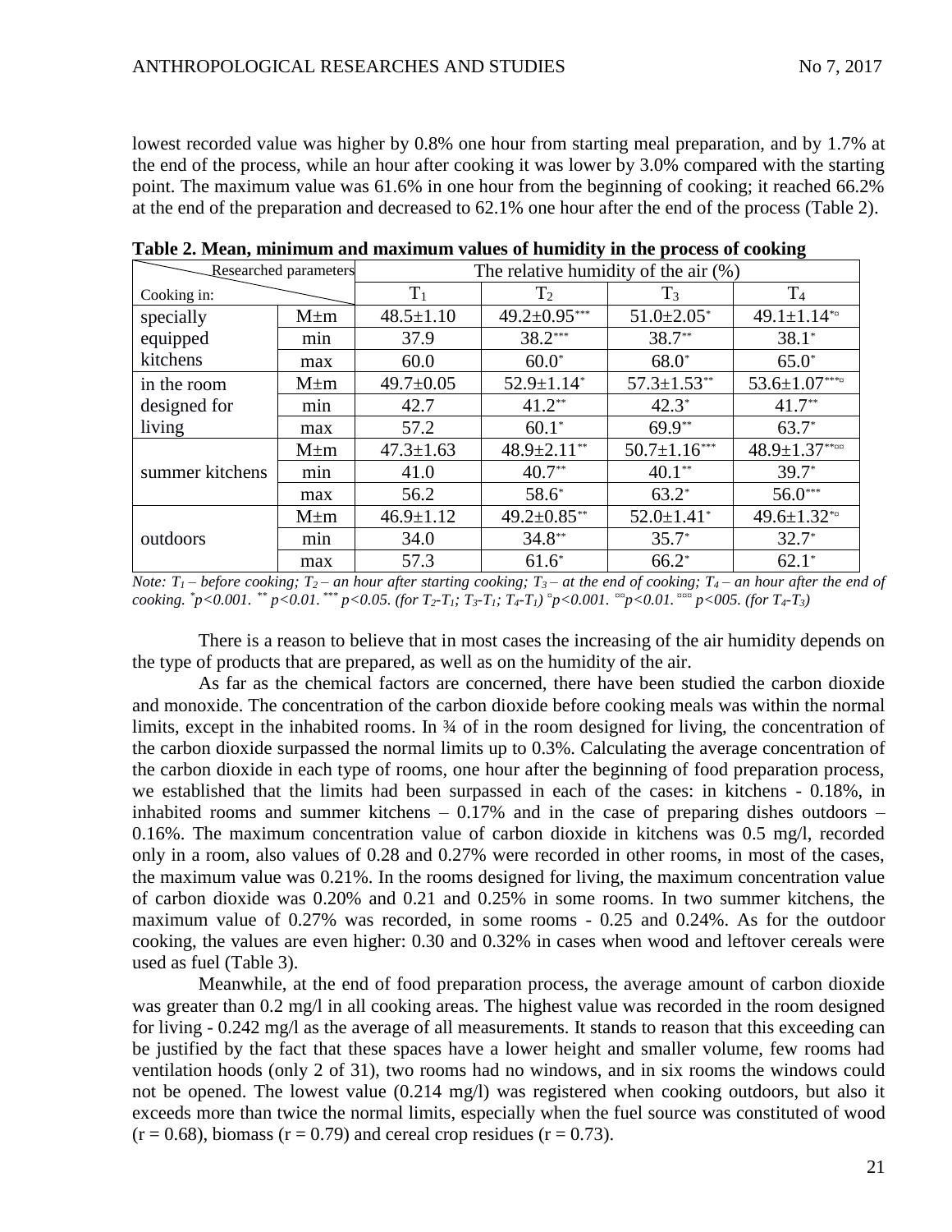lowest recorded value was higher by 0.8% one hour from starting meal preparation, and by 1.7% at the end of the process, while an hour after cooking it was lower by 3.0% compared with the starting point. The maximum value was 61.6% in one hour from the beginning of cooking; it reached 66.2% at the end of the preparation and decreased to 62.1% one hour after the end of the process (Table 2).

**Table 2. Mean, minimum and maximum values of humidity in the process of cooking**

| Cooking in: / Researched parameters | | The relative humidity of the air (%) | | | |
|---|---|---|---|---|---|
| | | $T_1$ | $T_2$ | $T_3$ | $T_4$ |
| specially equipped kitchens | M±m | 48.5±1.10 | 49.2±0.95$^{***}$ | 51.0±2.05$^{*}$ | 49.1±1.14$^{*¤}$ |
| | min | 37.9 | 38.2$^{***}$ | 38.7$^{**}$ | 38.1$^{*}$ |
| | max | 60.0 | 60.0$^{*}$ | 68.0$^{*}$ | 65.0$^{*}$ |
| in the room designed for living | M±m | 49.7±0.05 | 52.9±1.14$^{*}$ | 57.3±1.53$^{**}$ | 53.6±1.07$^{***¤}$ |
| | min | 42.7 | 41.2$^{**}$ | 42.3$^{*}$ | 41.7$^{**}$ |
| | max | 57.2 | 60.1$^{*}$ | 69.9$^{**}$ | 63.7$^{*}$ |
| summer kitchens | M±m | 47.3±1.63 | 48.9±2.11$^{**}$ | 50.7±1.16$^{***}$ | 48.9±1.37$^{**¤¤}$ |
| | min | 41.0 | 40.7$^{**}$ | 40.1$^{**}$ | 39.7$^{*}$ |
| | max | 56.2 | 58.6$^{*}$ | 63.2$^{*}$ | 56.0$^{***}$ |
| outdoors | M±m | 46.9±1.12 | 49.2±0.85$^{**}$ | 52.0±1.41$^{*}$ | 49.6±1.32$^{*¤}$ |
| | min | 34.0 | 34.8$^{**}$ | 35.7$^{*}$ | 32.7$^{*}$ |
| | max | 57.3 | 61.6$^{*}$ | 66.2$^{*}$ | 62.1$^{*}$ |

*Note: $T_1$ – before cooking; $T_2$ – an hour after starting cooking; $T_3$ – at the end of cooking; $T_4$ – an hour after the end of cooking. $^{*}p<0.001$. $^{**}p<0.01$. $^{***}p<0.05$. (for $T_2$-$T_1$; $T_3$-$T_1$; $T_4$-$T_1$) $^{¤}p<0.001$. $^{¤¤}p<0.01$. $^{¤¤¤}p<005$. (for $T_4$-$T_3$)*

There is a reason to believe that in most cases the increasing of the air humidity depends on the type of products that are prepared, as well as on the humidity of the air.

As far as the chemical factors are concerned, there have been studied the carbon dioxide and monoxide. The concentration of the carbon dioxide before cooking meals was within the normal limits, except in the inhabited rooms. In ¾ of in the room designed for living, the concentration of the carbon dioxide surpassed the normal limits up to 0.3%. Calculating the average concentration of the carbon dioxide in each type of rooms, one hour after the beginning of food preparation process, we established that the limits had been surpassed in each of the cases: in kitchens - 0.18%, in inhabited rooms and summer kitchens – 0.17% and in the case of preparing dishes outdoors – 0.16%. The maximum concentration value of carbon dioxide in kitchens was 0.5 mg/l, recorded only in a room, also values of 0.28 and 0.27% were recorded in other rooms, in most of the cases, the maximum value was 0.21%. In the rooms designed for living, the maximum concentration value of carbon dioxide was 0.20% and 0.21 and 0.25% in some rooms. In two summer kitchens, the maximum value of 0.27% was recorded, in some rooms - 0.25 and 0.24%. As for the outdoor cooking, the values are even higher: 0.30 and 0.32% in cases when wood and leftover cereals were used as fuel (Table 3).

Meanwhile, at the end of food preparation process, the average amount of carbon dioxide was greater than 0.2 mg/l in all cooking areas. The highest value was recorded in the room designed for living - 0.242 mg/l as the average of all measurements. It stands to reason that this exceeding can be justified by the fact that these spaces have a lower height and smaller volume, few rooms had ventilation hoods (only 2 of 31), two rooms had no windows, and in six rooms the windows could not be opened. The lowest value (0.214 mg/l) was registered when cooking outdoors, but also it exceeds more than twice the normal limits, especially when the fuel source was constituted of wood ($r = 0.68$), biomass ($r = 0.79$) and cereal crop residues ($r = 0.73$).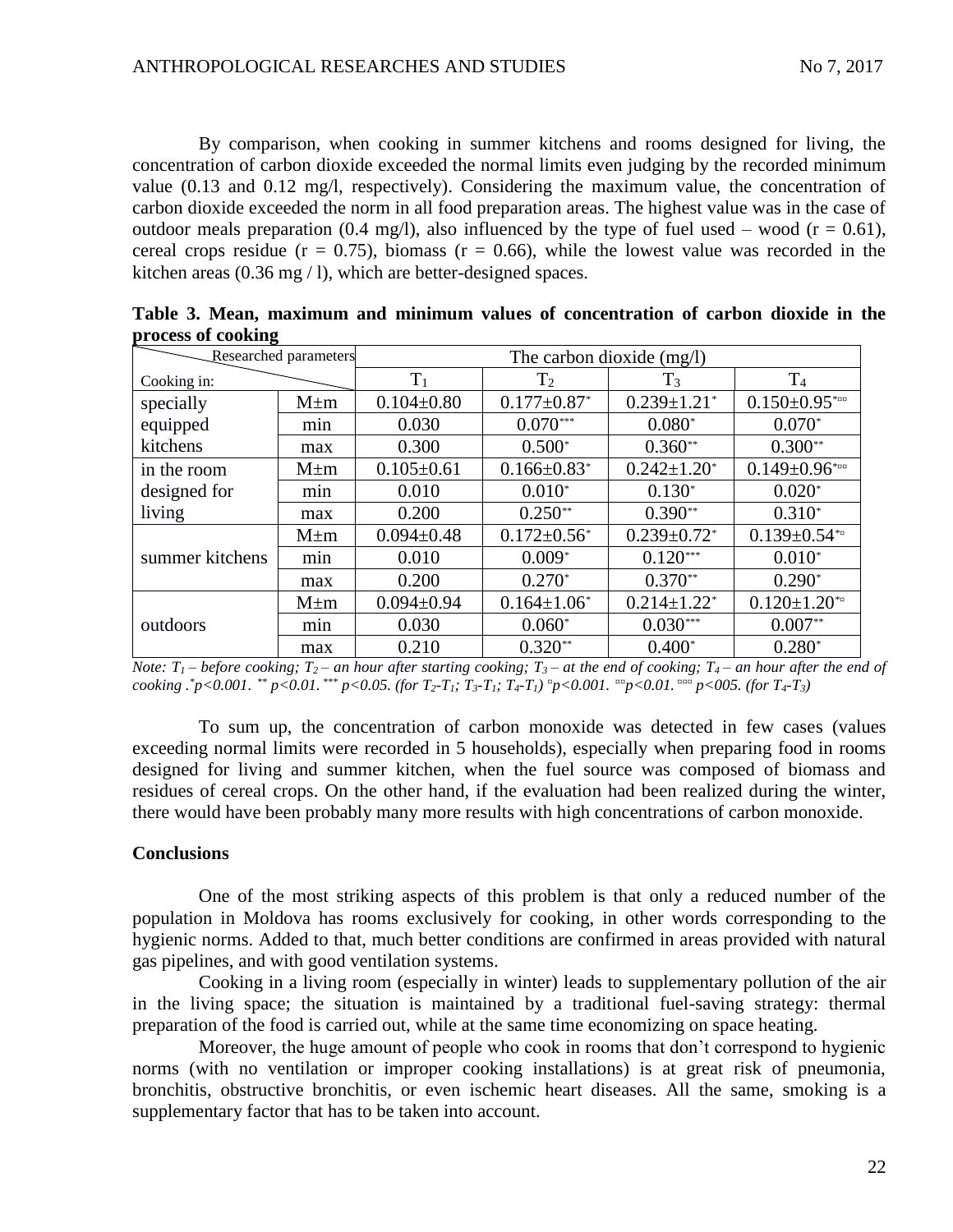By comparison, when cooking in summer kitchens and rooms designed for living, the concentration of carbon dioxide exceeded the normal limits even judging by the recorded minimum value (0.13 and 0.12 mg/l, respectively). Considering the maximum value, the concentration of carbon dioxide exceeded the norm in all food preparation areas. The highest value was in the case of outdoor meals preparation (0.4 mg/l), also influenced by the type of fuel used – wood ($r = 0.61$), cereal crops residue ($r = 0.75$), biomass ($r = 0.66$), while the lowest value was recorded in the kitchen areas (0.36 mg / l), which are better-designed spaces.

**Table 3. Mean, maximum and minimum values of concentration of carbon dioxide in the process of cooking**

| Cooking in: / Researched parameters | | The carbon dioxide (mg/l) | | | |
|---|---|---|---|---|---|
| | | $T_1$ | $T_2$ | $T_3$ | $T_4$ |
| specially equipped kitchens | M±m | 0.104±0.80 | 0.177±0.87* | 0.239±1.21* | 0.150±0.95*¤¤ |
| | min | 0.030 | 0.070*** | 0.080* | 0.070* |
| | max | 0.300 | 0.500* | 0.360** | 0.300** |
| in the room designed for living | M±m | 0.105±0.61 | 0.166±0.83* | 0.242±1.20* | 0.149±0.96*¤¤ |
| | min | 0.010 | 0.010* | 0.130* | 0.020* |
| | max | 0.200 | 0.250** | 0.390** | 0.310* |
| summer kitchens | M±m | 0.094±0.48 | 0.172±0.56* | 0.239±0.72* | 0.139±0.54*¤ |
| | min | 0.010 | 0.009* | 0.120*** | 0.010* |
| | max | 0.200 | 0.270* | 0.370** | 0.290* |
| outdoors | M±m | 0.094±0.94 | 0.164±1.06* | 0.214±1.22* | 0.120±1.20*¤ |
| | min | 0.030 | 0.060* | 0.030*** | 0.007** |
| | max | 0.210 | 0.320** | 0.400* | 0.280* |

*Note: $T_1$ – before cooking; $T_2$ – an hour after starting cooking; $T_3$ – at the end of cooking; $T_4$ – an hour after the end of cooking .*$p<0.001$. ** $p<0.01$. *** $p<0.05$. (for $T_2$-$T_1$; $T_3$-$T_1$; $T_4$-$T_1$) ¤$p<0.001$. ¤¤$p<0.01$. ¤¤¤ $p<005$. (for $T_4$-$T_3$)*

To sum up, the concentration of carbon monoxide was detected in few cases (values exceeding normal limits were recorded in 5 households), especially when preparing food in rooms designed for living and summer kitchen, when the fuel source was composed of biomass and residues of cereal crops. On the other hand, if the evaluation had been realized during the winter, there would have been probably many more results with high concentrations of carbon monoxide.

## Conclusions

One of the most striking aspects of this problem is that only a reduced number of the population in Moldova has rooms exclusively for cooking, in other words corresponding to the hygienic norms. Added to that, much better conditions are confirmed in areas provided with natural gas pipelines, and with good ventilation systems.

Cooking in a living room (especially in winter) leads to supplementary pollution of the air in the living space; the situation is maintained by a traditional fuel-saving strategy: thermal preparation of the food is carried out, while at the same time economizing on space heating.

Moreover, the huge amount of people who cook in rooms that don't correspond to hygienic norms (with no ventilation or improper cooking installations) is at great risk of pneumonia, bronchitis, obstructive bronchitis, or even ischemic heart diseases. All the same, smoking is a supplementary factor that has to be taken into account.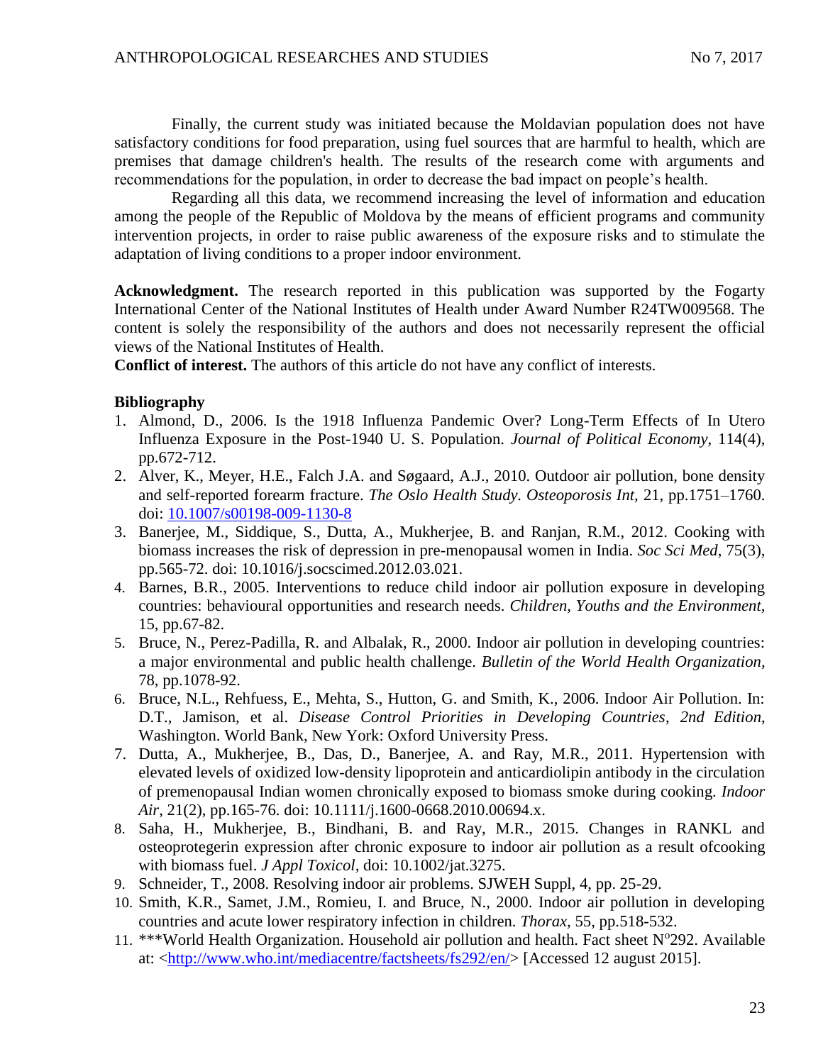Finally, the current study was initiated because the Moldavian population does not have satisfactory conditions for food preparation, using fuel sources that are harmful to health, which are premises that damage children's health. The results of the research come with arguments and recommendations for the population, in order to decrease the bad impact on people's health.

Regarding all this data, we recommend increasing the level of information and education among the people of the Republic of Moldova by the means of efficient programs and community intervention projects, in order to raise public awareness of the exposure risks and to stimulate the adaptation of living conditions to a proper indoor environment.

**Acknowledgment.** The research reported in this publication was supported by the Fogarty International Center of the National Institutes of Health under Award Number R24TW009568. The content is solely the responsibility of the authors and does not necessarily represent the official views of the National Institutes of Health.

**Conflict of interest.** The authors of this article do not have any conflict of interests.

**Bibliography**

1. Almond, D., 2006. Is the 1918 Influenza Pandemic Over? Long-Term Effects of In Utero Influenza Exposure in the Post-1940 U. S. Population. *Journal of Political Economy*, 114(4), pp.672-712.
2. Alver, K., Meyer, H.E., Falch J.A. and Søgaard, A.J., 2010. Outdoor air pollution, bone density and self-reported forearm fracture. *The Oslo Health Study. Osteoporosis Int*, 21, pp.1751–1760. doi: 10.1007/s00198-009-1130-8
3. Banerjee, M., Siddique, S., Dutta, A., Mukherjee, B. and Ranjan, R.M., 2012. Cooking with biomass increases the risk of depression in pre-menopausal women in India. *Soc Sci Med*, 75(3), pp.565-72. doi: 10.1016/j.socscimed.2012.03.021.
4. Barnes, B.R., 2005. Interventions to reduce child indoor air pollution exposure in developing countries: behavioural opportunities and research needs. *Children, Youths and the Environment*, 15, pp.67-82.
5. Bruce, N., Perez-Padilla, R. and Albalak, R., 2000. Indoor air pollution in developing countries: a major environmental and public health challenge. *Bulletin of the World Health Organization*, 78, pp.1078-92.
6. Bruce, N.L., Rehfuess, E., Mehta, S., Hutton, G. and Smith, K., 2006. Indoor Air Pollution. In: D.T., Jamison, et al. *Disease Control Priorities in Developing Countries*, *2nd Edition*, Washington. World Bank, New York: Oxford University Press.
7. Dutta, A., Mukherjee, B., Das, D., Banerjee, A. and Ray, M.R., 2011. Hypertension with elevated levels of oxidized low-density lipoprotein and anticardiolipin antibody in the circulation of premenopausal Indian women chronically exposed to biomass smoke during cooking. *Indoor Air*, 21(2), pp.165-76. doi: 10.1111/j.1600-0668.2010.00694.x.
8. Saha, H., Mukherjee, B., Bindhani, B. and Ray, M.R., 2015. Changes in RANKL and osteoprotegerin expression after chronic exposure to indoor air pollution as a result ofcooking with biomass fuel. *J Appl Toxicol*, doi: 10.1002/jat.3275.
9. Schneider, T., 2008. Resolving indoor air problems. SJWEH Suppl, 4, pp. 25-29.
10. Smith, K.R., Samet, J.M., Romieu, I. and Bruce, N., 2000. Indoor air pollution in developing countries and acute lower respiratory infection in children. *Thorax*, 55, pp.518-532.
11. ***World Health Organization. Household air pollution and health. Fact sheet N°292. Available at: <http://www.who.int/mediacentre/factsheets/fs292/en/> [Accessed 12 august 2015].